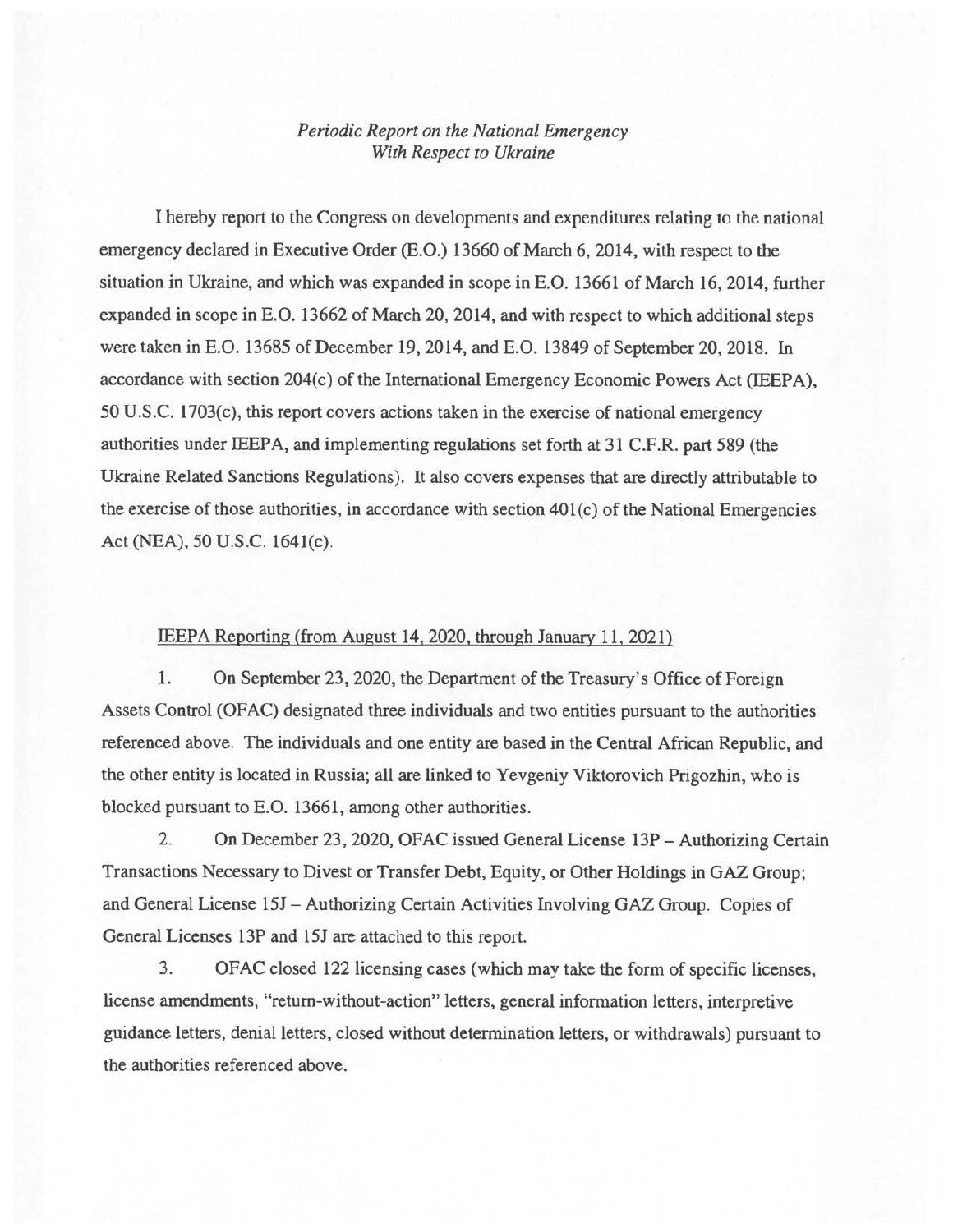*Periodic Report on the National Emergency With Respect to Ukraine*

I hereby report to the Congress on developments and expenditures relating to the national emergency declared in Executive Order (E.O.) 13660 of March 6, 2014, with respect to the situation in Ukraine, and which was expanded in scope in E.O. 13661 of March 16, 2014, further expanded in scope in E.O. 13662 of March 20, 2014, and with respect to which additional steps were taken in E.O. 13685 of December 19, 2014, and E.O. 13849 of September 20, 2018. In accordance with section 204(c) of the International Emergency Economic Powers Act (IEEPA), 50 U.S.C. 1703(c), this report covers actions taken in the exercise of national emergency authorities under IEEPA, and implementing regulations set forth at 31 C.F.R. part 589 (the Ukraine Related Sanctions Regulations). It also covers expenses that are directly attributable to the exercise of those authorities, in accordance with section 401(c) of the National Emergencies Act (NEA), 50 U.S.C. 1641(c).

<u>IEEPA Reporting (from August 14, 2020, through January 11, 2021)</u>

1. On September 23, 2020, the Department of the Treasury's Office of Foreign Assets Control (OFAC) designated three individuals and two entities pursuant to the authorities referenced above. The individuals and one entity are based in the Central African Republic, and the other entity is located in Russia; all are linked to Yevgeniy Viktorovich Prigozhin, who is blocked pursuant to E.O. 13661, among other authorities.

2. On December 23, 2020, OFAC issued General License 13P – Authorizing Certain Transactions Necessary to Divest or Transfer Debt, Equity, or Other Holdings in GAZ Group; and General License 15J – Authorizing Certain Activities Involving GAZ Group. Copies of General Licenses 13P and 15J are attached to this report.

3. OFAC closed 122 licensing cases (which may take the form of specific licenses, license amendments, "return-without-action" letters, general information letters, interpretive guidance letters, denial letters, closed without determination letters, or withdrawals) pursuant to the authorities referenced above.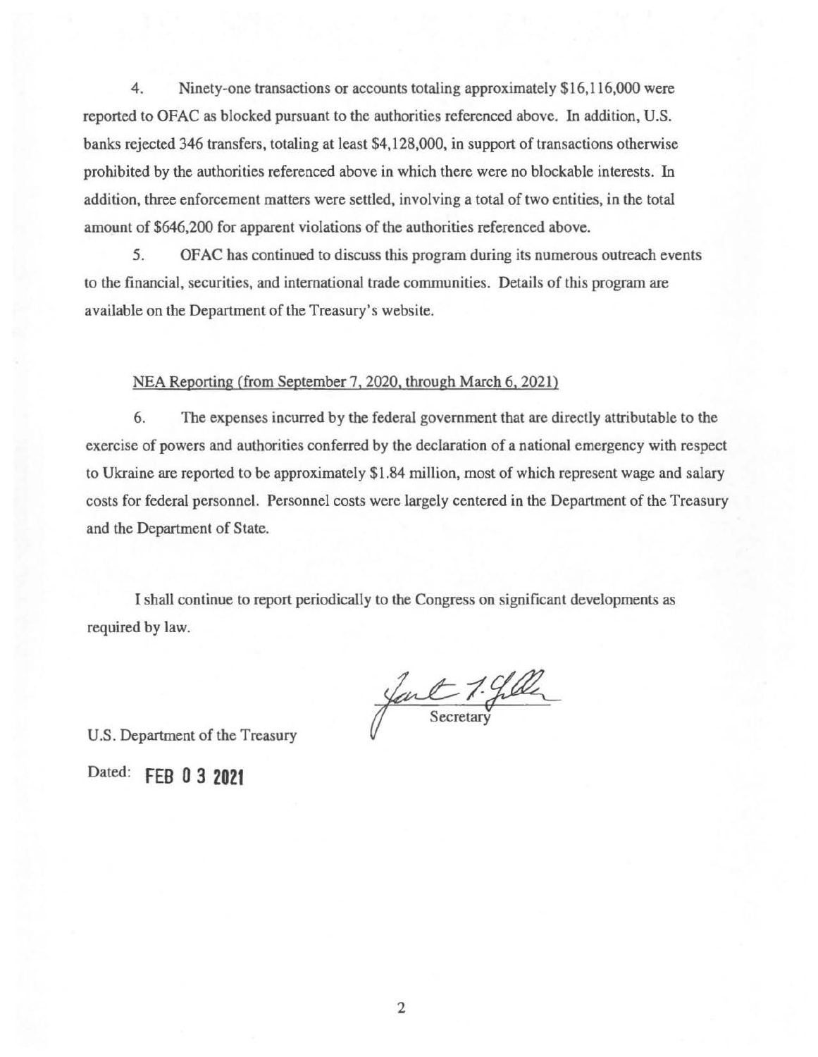4. Ninety-one transactions or accounts totaling approximately $16,116,000 were reported to OFAC as blocked pursuant to the authorities referenced above. In addition, U.S. banks rejected 346 transfers, totaling at least $4,128,000, in support of transactions otherwise prohibited by the authorities referenced above in which there were no blockable interests. In addition, three enforcement matters were settled, involving a total of two entities, in the total amount of $646,200 for apparent violations of the authorities referenced above.

5. OFAC has continued to discuss this program during its numerous outreach events to the financial, securities, and international trade communities. Details of this program are available on the Department of the Treasury's website.

NEA Reporting (from September 7, 2020, through March 6, 2021)

6. The expenses incurred by the federal government that are directly attributable to the exercise of powers and authorities conferred by the declaration of a national emergency with respect to Ukraine are reported to be approximately $1.84 million, most of which represent wage and salary costs for federal personnel. Personnel costs were largely centered in the Department of the Treasury and the Department of State.

I shall continue to report periodically to the Congress on significant developments as required by law.

Secretary

U.S. Department of the Treasury

Dated: FEB 0 3 2021